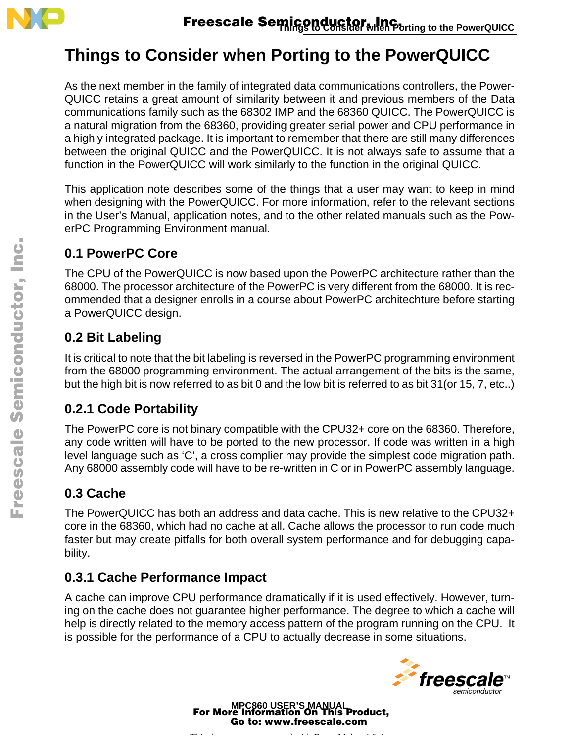# Things to Consider when Porting to the PowerQUICC

As the next member in the family of integrated data communications controllers, the PowerQUICC retains a great amount of similarity between it and previous members of the Data communications family such as the 68302 IMP and the 68360 QUICC. The PowerQUICC is a natural migration from the 68360, providing greater serial power and CPU performance in a highly integrated package. It is important to remember that there are still many differences between the original QUICC and the PowerQUICC. It is not always safe to assume that a function in the PowerQUICC will work similarly to the function in the original QUICC.

This application note describes some of the things that a user may want to keep in mind when designing with the PowerQUICC. For more information, refer to the relevant sections in the User's Manual, application notes, and to the other related manuals such as the PowerPC Programming Environment manual.

## 0.1 PowerPC Core

The CPU of the PowerQUICC is now based upon the PowerPC architecture rather than the 68000. The processor architecture of the PowerPC is very different from the 68000. It is recommended that a designer enrolls in a course about PowerPC architechture before starting a PowerQUICC design.

## 0.2 Bit Labeling

It is critical to note that the bit labeling is reversed in the PowerPC programming environment from the 68000 programming environment. The actual arrangement of the bits is the same, but the high bit is now referred to as bit 0 and the low bit is referred to as bit 31(or 15, 7, etc..)

### 0.2.1 Code Portability

The PowerPC core is not binary compatible with the CPU32+ core on the 68360. Therefore, any code written will have to be ported to the new processor. If code was written in a high level language such as 'C', a cross complier may provide the simplest code migration path. Any 68000 assembly code will have to be re-written in C or in PowerPC assembly language.

## 0.3 Cache

The PowerQUICC has both an address and data cache. This is new relative to the CPU32+ core in the 68360, which had no cache at all. Cache allows the processor to run code much faster but may create pitfalls for both overall system performance and for debugging capability.

### 0.3.1 Cache Performance Impact

A cache can improve CPU performance dramatically if it is used effectively. However, turning on the cache does not guarantee higher performance. The degree to which a cache will help is directly related to the memory access pattern of the program running on the CPU. It is possible for the performance of a CPU to actually decrease in some situations.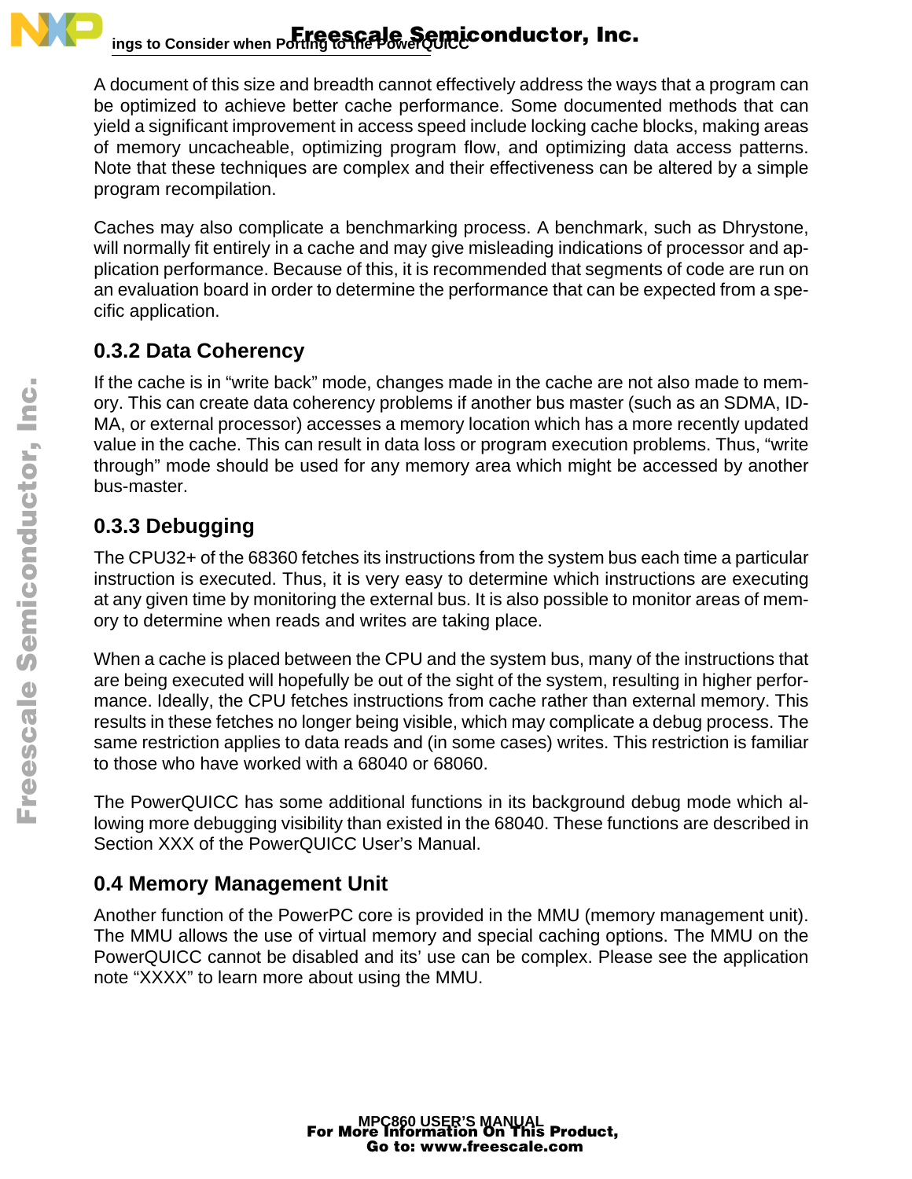A document of this size and breadth cannot effectively address the ways that a program can be optimized to achieve better cache performance. Some documented methods that can yield a significant improvement in access speed include locking cache blocks, making areas of memory uncacheable, optimizing program flow, and optimizing data access patterns. Note that these techniques are complex and their effectiveness can be altered by a simple program recompilation.

Caches may also complicate a benchmarking process. A benchmark, such as Dhrystone, will normally fit entirely in a cache and may give misleading indications of processor and application performance. Because of this, it is recommended that segments of code are run on an evaluation board in order to determine the performance that can be expected from a specific application.

### 0.3.2 Data Coherency

If the cache is in “write back” mode, changes made in the cache are not also made to memory. This can create data coherency problems if another bus master (such as an SDMA, IDMA, or external processor) accesses a memory location which has a more recently updated value in the cache. This can result in data loss or program execution problems. Thus, “write through” mode should be used for any memory area which might be accessed by another bus-master.

### 0.3.3 Debugging

The CPU32+ of the 68360 fetches its instructions from the system bus each time a particular instruction is executed. Thus, it is very easy to determine which instructions are executing at any given time by monitoring the external bus. It is also possible to monitor areas of memory to determine when reads and writes are taking place.

When a cache is placed between the CPU and the system bus, many of the instructions that are being executed will hopefully be out of the sight of the system, resulting in higher performance. Ideally, the CPU fetches instructions from cache rather than external memory. This results in these fetches no longer being visible, which may complicate a debug process. The same restriction applies to data reads and (in some cases) writes. This restriction is familiar to those who have worked with a 68040 or 68060.

The PowerQUICC has some additional functions in its background debug mode which allowing more debugging visibility than existed in the 68040. These functions are described in Section XXX of the PowerQUICC User’s Manual.

## 0.4 Memory Management Unit

Another function of the PowerPC core is provided in the MMU (memory management unit). The MMU allows the use of virtual memory and special caching options. The MMU on the PowerQUICC cannot be disabled and its’ use can be complex. Please see the application note “XXXX” to learn more about using the MMU.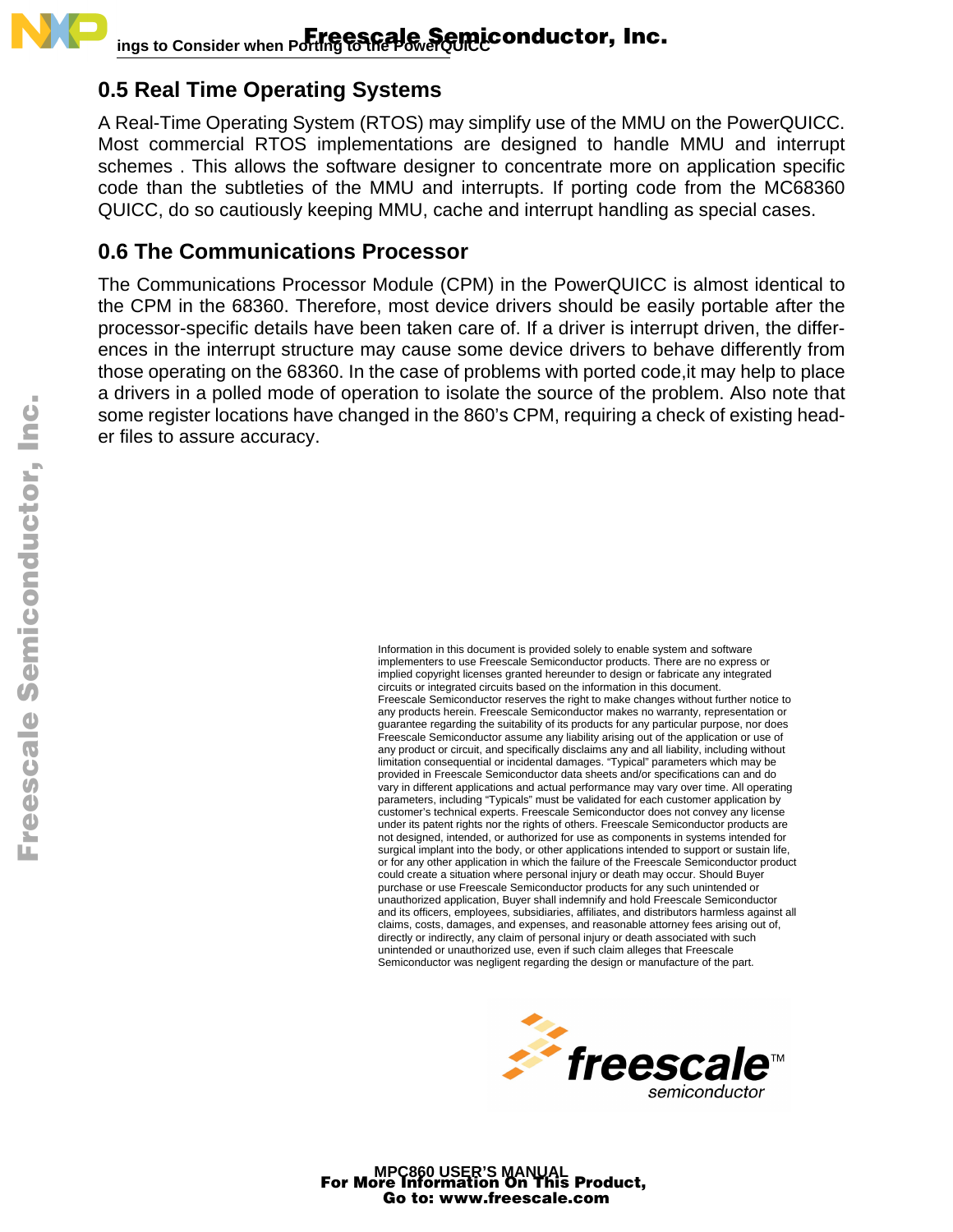## 0.5 Real Time Operating Systems

A Real-Time Operating System (RTOS) may simplify use of the MMU on the PowerQUICC. Most commercial RTOS implementations are designed to handle MMU and interrupt schemes . This allows the software designer to concentrate more on application specific code than the subtleties of the MMU and interrupts. If porting code from the MC68360 QUICC, do so cautiously keeping MMU, cache and interrupt handling as special cases.

## 0.6 The Communications Processor

The Communications Processor Module (CPM) in the PowerQUICC is almost identical to the CPM in the 68360. Therefore, most device drivers should be easily portable after the processor-specific details have been taken care of. If a driver is interrupt driven, the differences in the interrupt structure may cause some device drivers to behave differently from those operating on the 68360. In the case of problems with ported code,it may help to place a drivers in a polled mode of operation to isolate the source of the problem. Also note that some register locations have changed in the 860's CPM, requiring a check of existing header files to assure accuracy.

Information in this document is provided solely to enable system and software implementers to use Freescale Semiconductor products. There are no express or implied copyright licenses granted hereunder to design or fabricate any integrated circuits or integrated circuits based on the information in this document. Freescale Semiconductor reserves the right to make changes without further notice to any products herein. Freescale Semiconductor makes no warranty, representation or guarantee regarding the suitability of its products for any particular purpose, nor does Freescale Semiconductor assume any liability arising out of the application or use of any product or circuit, and specifically disclaims any and all liability, including without limitation consequential or incidental damages. "Typical" parameters which may be provided in Freescale Semiconductor data sheets and/or specifications can and do vary in different applications and actual performance may vary over time. All operating parameters, including "Typicals" must be validated for each customer application by customer's technical experts. Freescale Semiconductor does not convey any license under its patent rights nor the rights of others. Freescale Semiconductor products are not designed, intended, or authorized for use as components in systems intended for surgical implant into the body, or other applications intended to support or sustain life, or for any other application in which the failure of the Freescale Semiconductor product could create a situation where personal injury or death may occur. Should Buyer purchase or use Freescale Semiconductor products for any such unintended or unauthorized application, Buyer shall indemnify and hold Freescale Semiconductor and its officers, employees, subsidiaries, affiliates, and distributors harmless against all claims, costs, damages, and expenses, and reasonable attorney fees arising out of, directly or indirectly, any claim of personal injury or death associated with such unintended or unauthorized use, even if such claim alleges that Freescale Semiconductor was negligent regarding the design or manufacture of the part.